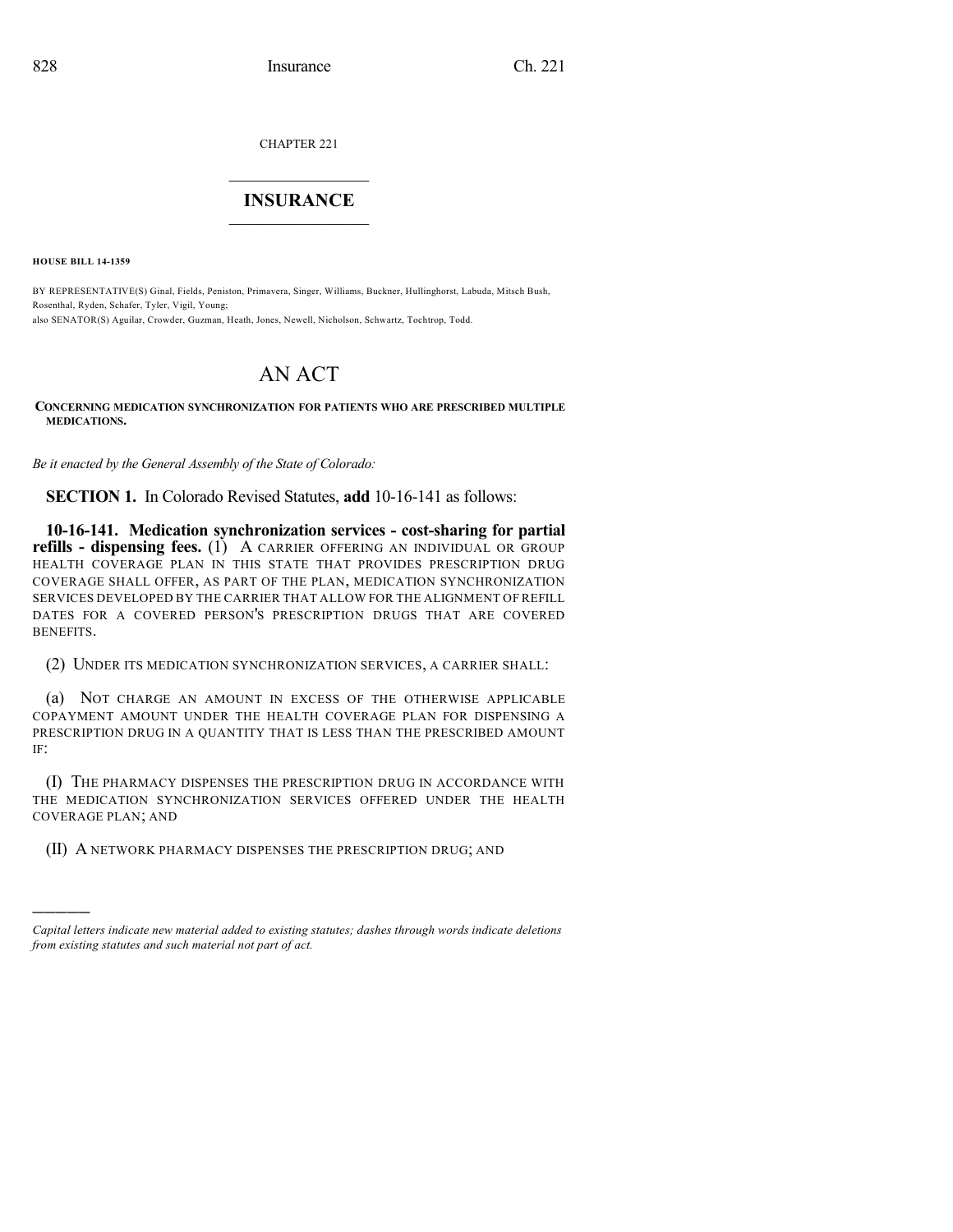CHAPTER 221

# INSURANCE

**HOUSE BILL 14-1359**

BY REPRESENTATIVE(S) Ginal, Fields, Peniston, Primavera, Singer, Williams, Buckner, Hullinghorst, Labuda, Mitsch Bush, Rosenthal, Ryden, Schafer, Tyler, Vigil, Young;
also SENATOR(S) Aguilar, Crowder, Guzman, Heath, Jones, Newell, Nicholson, Schwartz, Tochtrop, Todd.

# AN ACT

**CONCERNING MEDICATION SYNCHRONIZATION FOR PATIENTS WHO ARE PRESCRIBED MULTIPLE MEDICATIONS.**

*Be it enacted by the General Assembly of the State of Colorado:*

**SECTION 1.** In Colorado Revised Statutes, **add** 10-16-141 as follows:

**10-16-141. Medication synchronization services - cost-sharing for partial refills - dispensing fees.** (1) A CARRIER OFFERING AN INDIVIDUAL OR GROUP HEALTH COVERAGE PLAN IN THIS STATE THAT PROVIDES PRESCRIPTION DRUG COVERAGE SHALL OFFER, AS PART OF THE PLAN, MEDICATION SYNCHRONIZATION SERVICES DEVELOPED BY THE CARRIER THAT ALLOW FOR THE ALIGNMENT OF REFILL DATES FOR A COVERED PERSON'S PRESCRIPTION DRUGS THAT ARE COVERED BENEFITS.

(2) UNDER ITS MEDICATION SYNCHRONIZATION SERVICES, A CARRIER SHALL:

(a) NOT CHARGE AN AMOUNT IN EXCESS OF THE OTHERWISE APPLICABLE COPAYMENT AMOUNT UNDER THE HEALTH COVERAGE PLAN FOR DISPENSING A PRESCRIPTION DRUG IN A QUANTITY THAT IS LESS THAN THE PRESCRIBED AMOUNT IF:

(I) THE PHARMACY DISPENSES THE PRESCRIPTION DRUG IN ACCORDANCE WITH THE MEDICATION SYNCHRONIZATION SERVICES OFFERED UNDER THE HEALTH COVERAGE PLAN; AND

(II) A NETWORK PHARMACY DISPENSES THE PRESCRIPTION DRUG; AND

---

*Capital letters indicate new material added to existing statutes; dashes through words indicate deletions from existing statutes and such material not part of act.*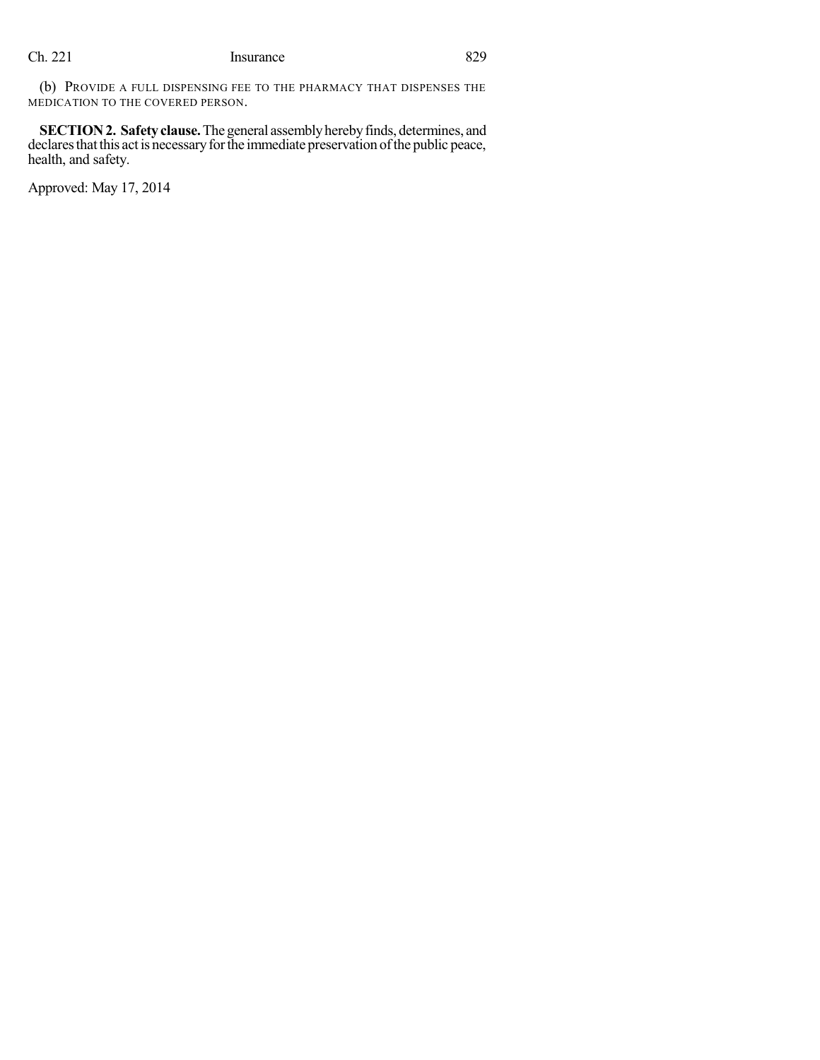(b) PROVIDE A FULL DISPENSING FEE TO THE PHARMACY THAT DISPENSES THE MEDICATION TO THE COVERED PERSON.

**SECTION 2. Safety clause.** The general assembly hereby finds, determines, and declares that this act is necessary for the immediate preservation of the public peace, health, and safety.

Approved: May 17, 2014